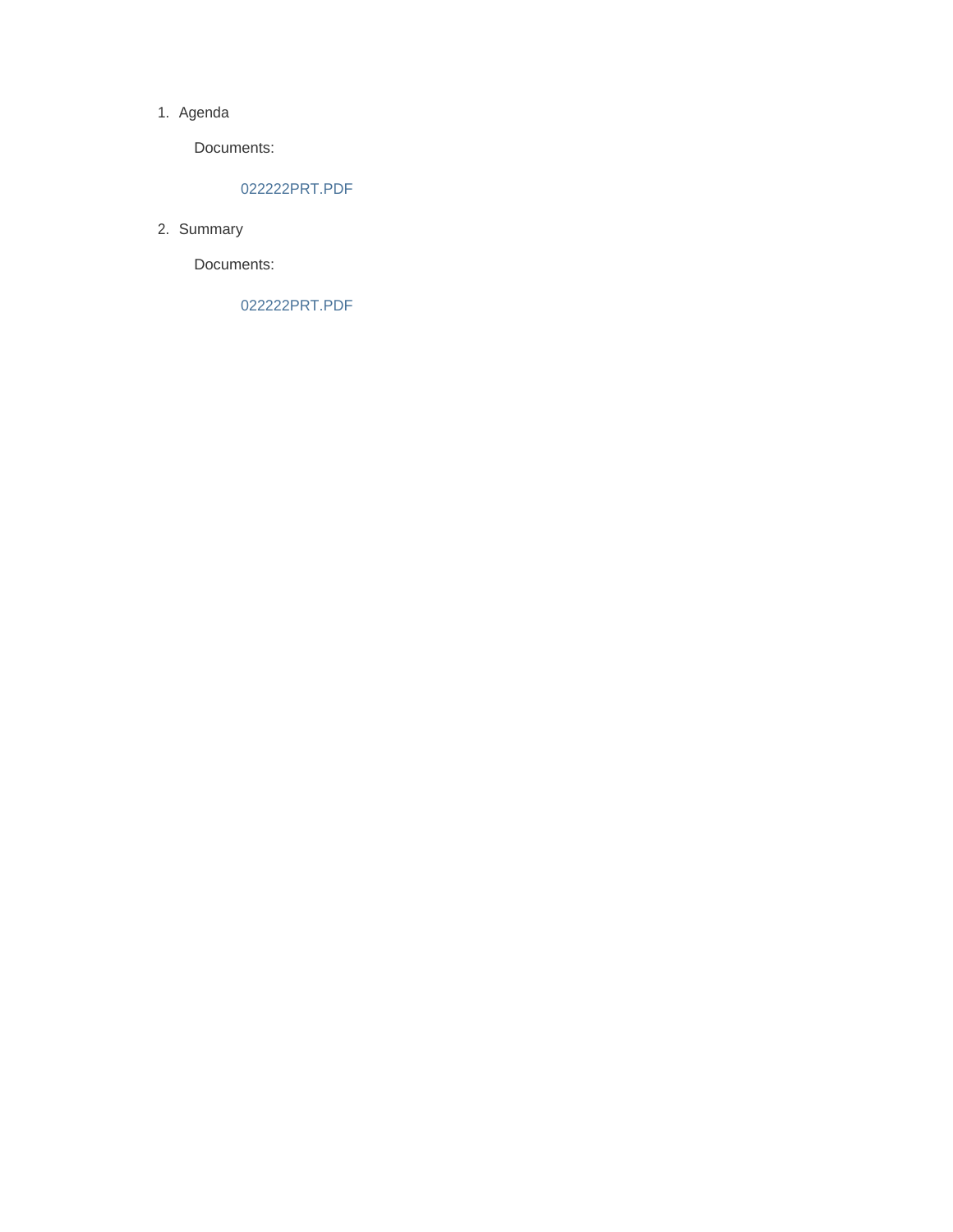1. Agenda

   Documents:

   022222PRT.PDF

2. Summary

   Documents:

   022222PRT.PDF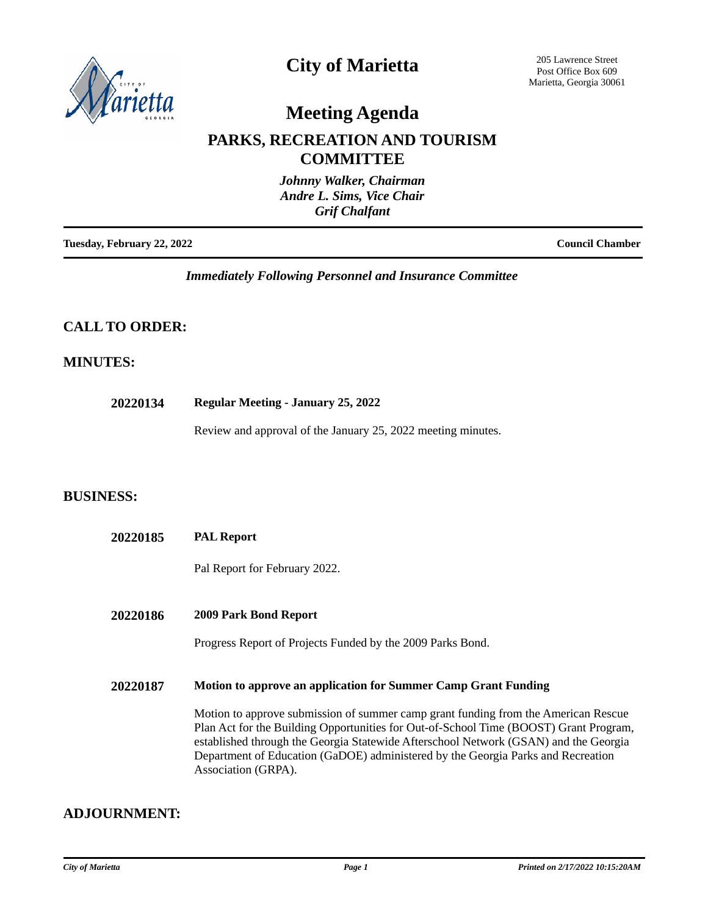# City of Marietta

205 Lawrence Street
Post Office Box 609
Marietta, Georgia 30061

# Meeting Agenda

## PARKS, RECREATION AND TOURISM COMMITTEE

*Johnny Walker, Chairman*
*Andre L. Sims, Vice Chair*
*Grif Chalfant*

**Tuesday, February 22, 2022** **Council Chamber**

*Immediately Following Personnel and Insurance Committee*

## CALL TO ORDER:

## MINUTES:

**20220134** **Regular Meeting - January 25, 2022**

Review and approval of the January 25, 2022 meeting minutes.

## BUSINESS:

**20220185** **PAL Report**

Pal Report for February 2022.

**20220186** **2009 Park Bond Report**

Progress Report of Projects Funded by the 2009 Parks Bond.

**20220187** **Motion to approve an application for Summer Camp Grant Funding**

Motion to approve submission of summer camp grant funding from the American Rescue Plan Act for the Building Opportunities for Out-of-School Time (BOOST) Grant Program, established through the Georgia Statewide Afterschool Network (GSAN) and the Georgia Department of Education (GaDOE) administered by the Georgia Parks and Recreation Association (GRPA).

## ADJOURNMENT: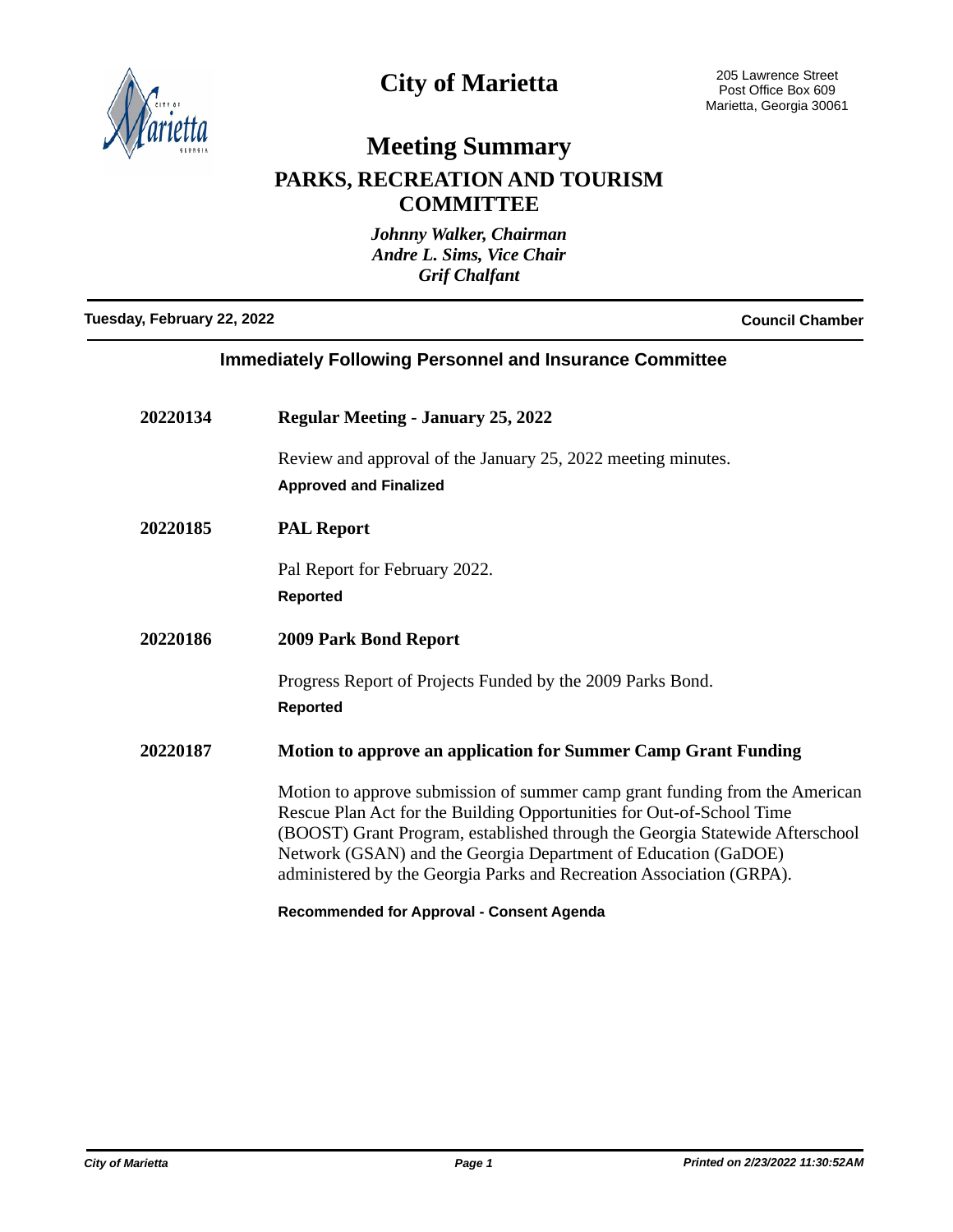# City of Marietta

205 Lawrence Street
Post Office Box 609
Marietta, Georgia 30061

# Meeting Summary

## PARKS, RECREATION AND TOURISM COMMITTEE

*Johnny Walker, Chairman*
*Andre L. Sims, Vice Chair*
*Grif Chalfant*

**Tuesday, February 22, 2022** **Council Chamber**

### Immediately Following Personnel and Insurance Committee

**20220134** **Regular Meeting - January 25, 2022**

Review and approval of the January 25, 2022 meeting minutes.

**Approved and Finalized**

**20220185** **PAL Report**

Pal Report for February 2022.

**Reported**

**20220186** **2009 Park Bond Report**

Progress Report of Projects Funded by the 2009 Parks Bond.

**Reported**

**20220187** **Motion to approve an application for Summer Camp Grant Funding**

Motion to approve submission of summer camp grant funding from the American Rescue Plan Act for the Building Opportunities for Out-of-School Time (BOOST) Grant Program, established through the Georgia Statewide Afterschool Network (GSAN) and the Georgia Department of Education (GaDOE) administered by the Georgia Parks and Recreation Association (GRPA).

**Recommended for Approval - Consent Agenda**